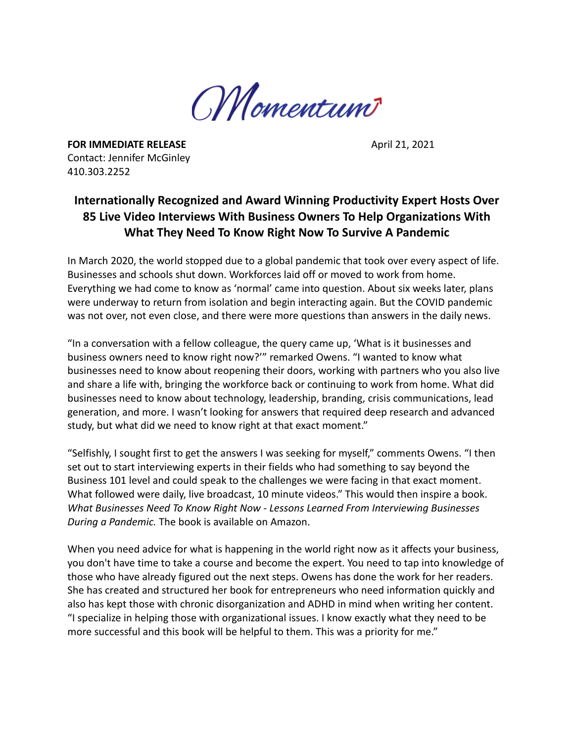Momentum

**FOR IMMEDIATE RELEASE** April 21, 2021

Contact: Jennifer McGinley
410.303.2252

## Internationally Recognized and Award Winning Productivity Expert Hosts Over 85 Live Video Interviews With Business Owners To Help Organizations With What They Need To Know Right Now To Survive A Pandemic

In March 2020, the world stopped due to a global pandemic that took over every aspect of life. Businesses and schools shut down. Workforces laid off or moved to work from home. Everything we had come to know as 'normal' came into question. About six weeks later, plans were underway to return from isolation and begin interacting again. But the COVID pandemic was not over, not even close, and there were more questions than answers in the daily news.

"In a conversation with a fellow colleague, the query came up, 'What is it businesses and business owners need to know right now?'" remarked Owens. "I wanted to know what businesses need to know about reopening their doors, working with partners who you also live and share a life with, bringing the workforce back or continuing to work from home. What did businesses need to know about technology, leadership, branding, crisis communications, lead generation, and more. I wasn't looking for answers that required deep research and advanced study, but what did we need to know right at that exact moment."

"Selfishly, I sought first to get the answers I was seeking for myself," comments Owens. "I then set out to start interviewing experts in their fields who had something to say beyond the Business 101 level and could speak to the challenges we were facing in that exact moment. What followed were daily, live broadcast, 10 minute videos." This would then inspire a book. *What Businesses Need To Know Right Now - Lessons Learned From Interviewing Businesses During a Pandemic.* The book is available on Amazon.

When you need advice for what is happening in the world right now as it affects your business, you don't have time to take a course and become the expert. You need to tap into knowledge of those who have already figured out the next steps. Owens has done the work for her readers. She has created and structured her book for entrepreneurs who need information quickly and also has kept those with chronic disorganization and ADHD in mind when writing her content. "I specialize in helping those with organizational issues. I know exactly what they need to be more successful and this book will be helpful to them. This was a priority for me."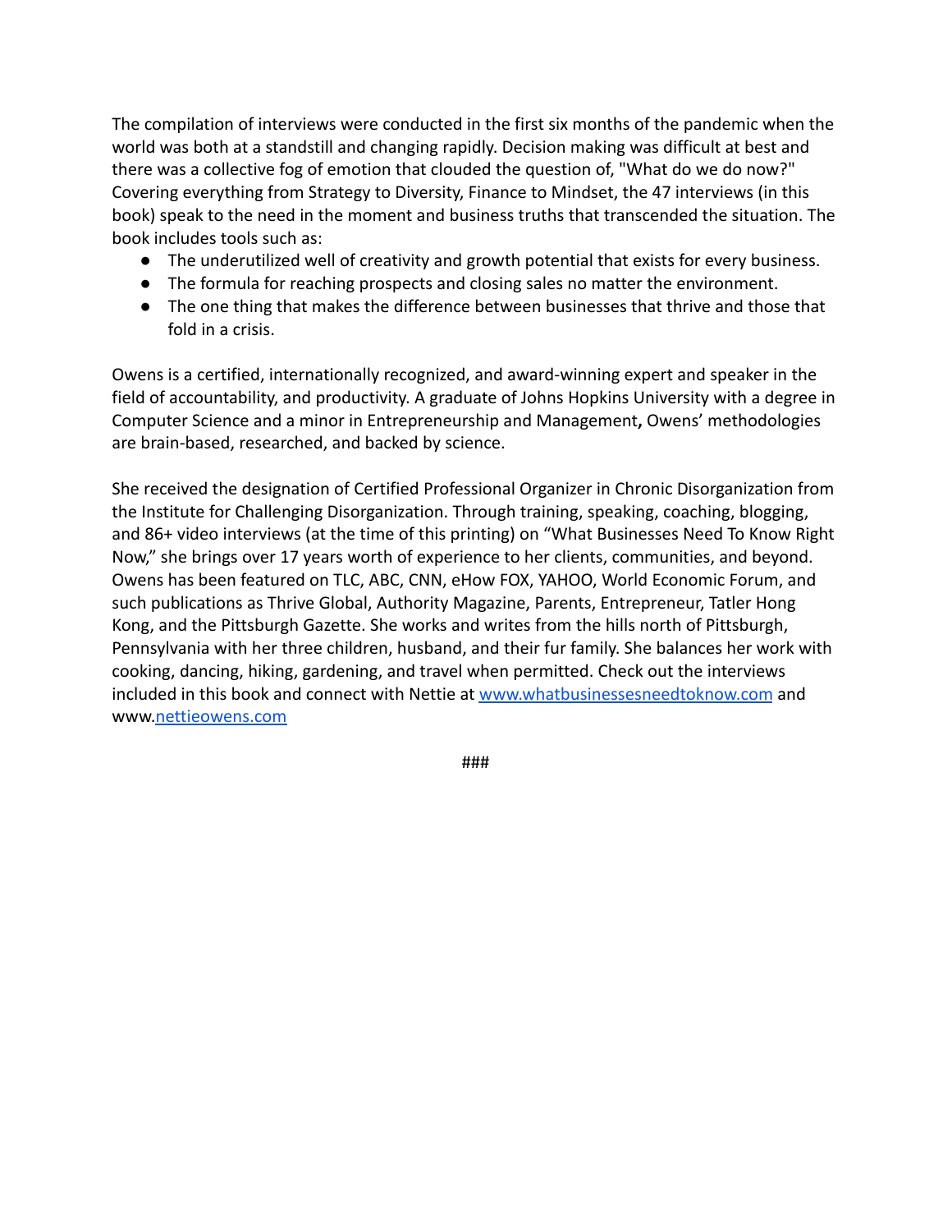The compilation of interviews were conducted in the first six months of the pandemic when the world was both at a standstill and changing rapidly. Decision making was difficult at best and there was a collective fog of emotion that clouded the question of, "What do we do now?" Covering everything from Strategy to Diversity, Finance to Mindset, the 47 interviews (in this book) speak to the need in the moment and business truths that transcended the situation. The book includes tools such as:

- The underutilized well of creativity and growth potential that exists for every business.
- The formula for reaching prospects and closing sales no matter the environment.
- The one thing that makes the difference between businesses that thrive and those that fold in a crisis.

Owens is a certified, internationally recognized, and award-winning expert and speaker in the field of accountability, and productivity. A graduate of Johns Hopkins University with a degree in Computer Science and a minor in Entrepreneurship and Management**,** Owens' methodologies are brain-based, researched, and backed by science.

She received the designation of Certified Professional Organizer in Chronic Disorganization from the Institute for Challenging Disorganization. Through training, speaking, coaching, blogging, and 86+ video interviews (at the time of this printing) on "What Businesses Need To Know Right Now," she brings over 17 years worth of experience to her clients, communities, and beyond. Owens has been featured on TLC, ABC, CNN, eHow FOX, YAHOO, World Economic Forum, and such publications as Thrive Global, Authority Magazine, Parents, Entrepreneur, Tatler Hong Kong, and the Pittsburgh Gazette. She works and writes from the hills north of Pittsburgh, Pennsylvania with her three children, husband, and their fur family. She balances her work with cooking, dancing, hiking, gardening, and travel when permitted. Check out the interviews included in this book and connect with Nettie at [www.whatbusinessesneedtoknow.com](http://www.whatbusinessesneedtoknow.com) and www.[nettieowens.com](http://nettieowens.com)

###